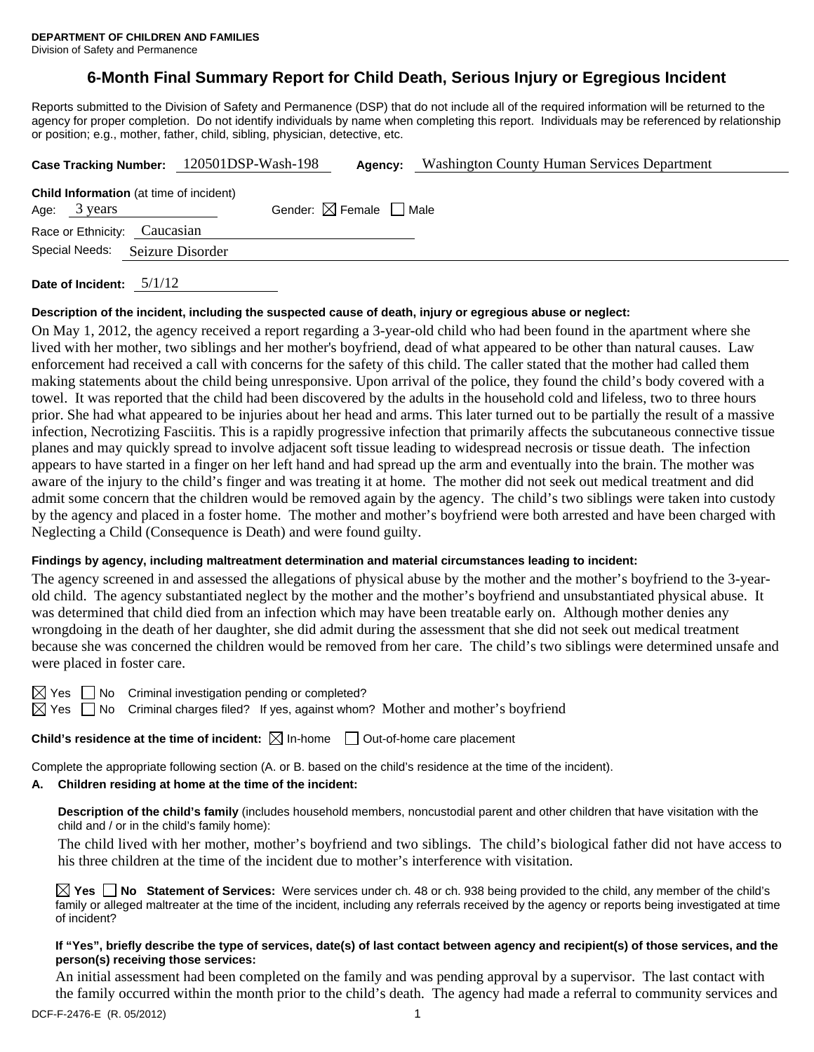**DEPARTMENT OF CHILDREN AND FAMILIES**
Division of Safety and Permanence

# 6-Month Final Summary Report for Child Death, Serious Injury or Egregious Incident

Reports submitted to the Division of Safety and Permanence (DSP) that do not include all of the required information will be returned to the agency for proper completion. Do not identify individuals by name when completing this report. Individuals may be referenced by relationship or position; e.g., mother, father, child, sibling, physician, detective, etc.

**Case Tracking Number:** 120501DSP-Wash-198 **Agency:** Washington County Human Services Department

**Child Information** (at time of incident)
Age: 3 years Gender: ☒ Female ☐ Male
Race or Ethnicity: Caucasian
Special Needs: Seizure Disorder

**Date of Incident:** 5/1/12

**Description of the incident, including the suspected cause of death, injury or egregious abuse or neglect:**

On May 1, 2012, the agency received a report regarding a 3-year-old child who had been found in the apartment where she lived with her mother, two siblings and her mother's boyfriend, dead of what appeared to be other than natural causes. Law enforcement had received a call with concerns for the safety of this child. The caller stated that the mother had called them making statements about the child being unresponsive. Upon arrival of the police, they found the child's body covered with a towel. It was reported that the child had been discovered by the adults in the household cold and lifeless, two to three hours prior. She had what appeared to be injuries about her head and arms. This later turned out to be partially the result of a massive infection, Necrotizing Fasciitis. This is a rapidly progressive infection that primarily affects the subcutaneous connective tissue planes and may quickly spread to involve adjacent soft tissue leading to widespread necrosis or tissue death. The infection appears to have started in a finger on her left hand and had spread up the arm and eventually into the brain. The mother was aware of the injury to the child's finger and was treating it at home. The mother did not seek out medical treatment and did admit some concern that the children would be removed again by the agency. The child's two siblings were taken into custody by the agency and placed in a foster home. The mother and mother's boyfriend were both arrested and have been charged with Neglecting a Child (Consequence is Death) and were found guilty.

**Findings by agency, including maltreatment determination and material circumstances leading to incident:**

The agency screened in and assessed the allegations of physical abuse by the mother and the mother's boyfriend to the 3-year-old child. The agency substantiated neglect by the mother and the mother's boyfriend and unsubstantiated physical abuse. It was determined that child died from an infection which may have been treatable early on. Although mother denies any wrongdoing in the death of her daughter, she did admit during the assessment that she did not seek out medical treatment because she was concerned the children would be removed from her care. The child's two siblings were determined unsafe and were placed in foster care.

☒ Yes ☐ No Criminal investigation pending or completed?
☒ Yes ☐ No Criminal charges filed? If yes, against whom? Mother and mother's boyfriend

**Child's residence at the time of incident:** ☒ In-home ☐ Out-of-home care placement

Complete the appropriate following section (A. or B. based on the child's residence at the time of the incident).

**A. Children residing at home at the time of the incident:**

**Description of the child's family** (includes household members, noncustodial parent and other children that have visitation with the child and / or in the child's family home):

The child lived with her mother, mother's boyfriend and two siblings. The child's biological father did not have access to his three children at the time of the incident due to mother's interference with visitation.

☒ **Yes** ☐ **No Statement of Services:** Were services under ch. 48 or ch. 938 being provided to the child, any member of the child's family or alleged maltreater at the time of the incident, including any referrals received by the agency or reports being investigated at time of incident?

**If "Yes", briefly describe the type of services, date(s) of last contact between agency and recipient(s) of those services, and the person(s) receiving those services:**

An initial assessment had been completed on the family and was pending approval by a supervisor. The last contact with the family occurred within the month prior to the child's death. The agency had made a referral to community services and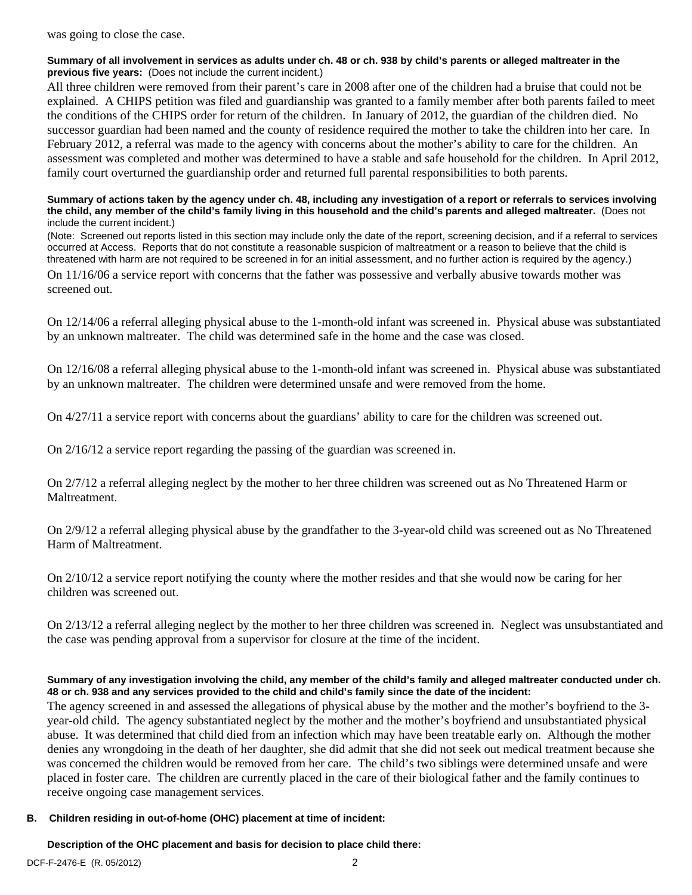was going to close the case.

**Summary of all involvement in services as adults under ch. 48 or ch. 938 by child's parents or alleged maltreater in the previous five years:** (Does not include the current incident.)

All three children were removed from their parent's care in 2008 after one of the children had a bruise that could not be explained. A CHIPS petition was filed and guardianship was granted to a family member after both parents failed to meet the conditions of the CHIPS order for return of the children. In January of 2012, the guardian of the children died. No successor guardian had been named and the county of residence required the mother to take the children into her care. In February 2012, a referral was made to the agency with concerns about the mother's ability to care for the children. An assessment was completed and mother was determined to have a stable and safe household for the children. In April 2012, family court overturned the guardianship order and returned full parental responsibilities to both parents.

**Summary of actions taken by the agency under ch. 48, including any investigation of a report or referrals to services involving the child, any member of the child's family living in this household and the child's parents and alleged maltreater.** (Does not include the current incident.)

(Note: Screened out reports listed in this section may include only the date of the report, screening decision, and if a referral to services occurred at Access. Reports that do not constitute a reasonable suspicion of maltreatment or a reason to believe that the child is threatened with harm are not required to be screened in for an initial assessment, and no further action is required by the agency.)

On 11/16/06 a service report with concerns that the father was possessive and verbally abusive towards mother was screened out.

On 12/14/06 a referral alleging physical abuse to the 1-month-old infant was screened in. Physical abuse was substantiated by an unknown maltreater. The child was determined safe in the home and the case was closed.

On 12/16/08 a referral alleging physical abuse to the 1-month-old infant was screened in. Physical abuse was substantiated by an unknown maltreater. The children were determined unsafe and were removed from the home.

On 4/27/11 a service report with concerns about the guardians' ability to care for the children was screened out.

On 2/16/12 a service report regarding the passing of the guardian was screened in.

On 2/7/12 a referral alleging neglect by the mother to her three children was screened out as No Threatened Harm or Maltreatment.

On 2/9/12 a referral alleging physical abuse by the grandfather to the 3-year-old child was screened out as No Threatened Harm of Maltreatment.

On 2/10/12 a service report notifying the county where the mother resides and that she would now be caring for her children was screened out.

On 2/13/12 a referral alleging neglect by the mother to her three children was screened in. Neglect was unsubstantiated and the case was pending approval from a supervisor for closure at the time of the incident.

**Summary of any investigation involving the child, any member of the child's family and alleged maltreater conducted under ch. 48 or ch. 938 and any services provided to the child and child's family since the date of the incident:**

The agency screened in and assessed the allegations of physical abuse by the mother and the mother's boyfriend to the 3-year-old child. The agency substantiated neglect by the mother and the mother's boyfriend and unsubstantiated physical abuse. It was determined that child died from an infection which may have been treatable early on. Although the mother denies any wrongdoing in the death of her daughter, she did admit that she did not seek out medical treatment because she was concerned the children would be removed from her care. The child's two siblings were determined unsafe and were placed in foster care. The children are currently placed in the care of their biological father and the family continues to receive ongoing case management services.

**B. Children residing in out-of-home (OHC) placement at time of incident:**

**Description of the OHC placement and basis for decision to place child there:**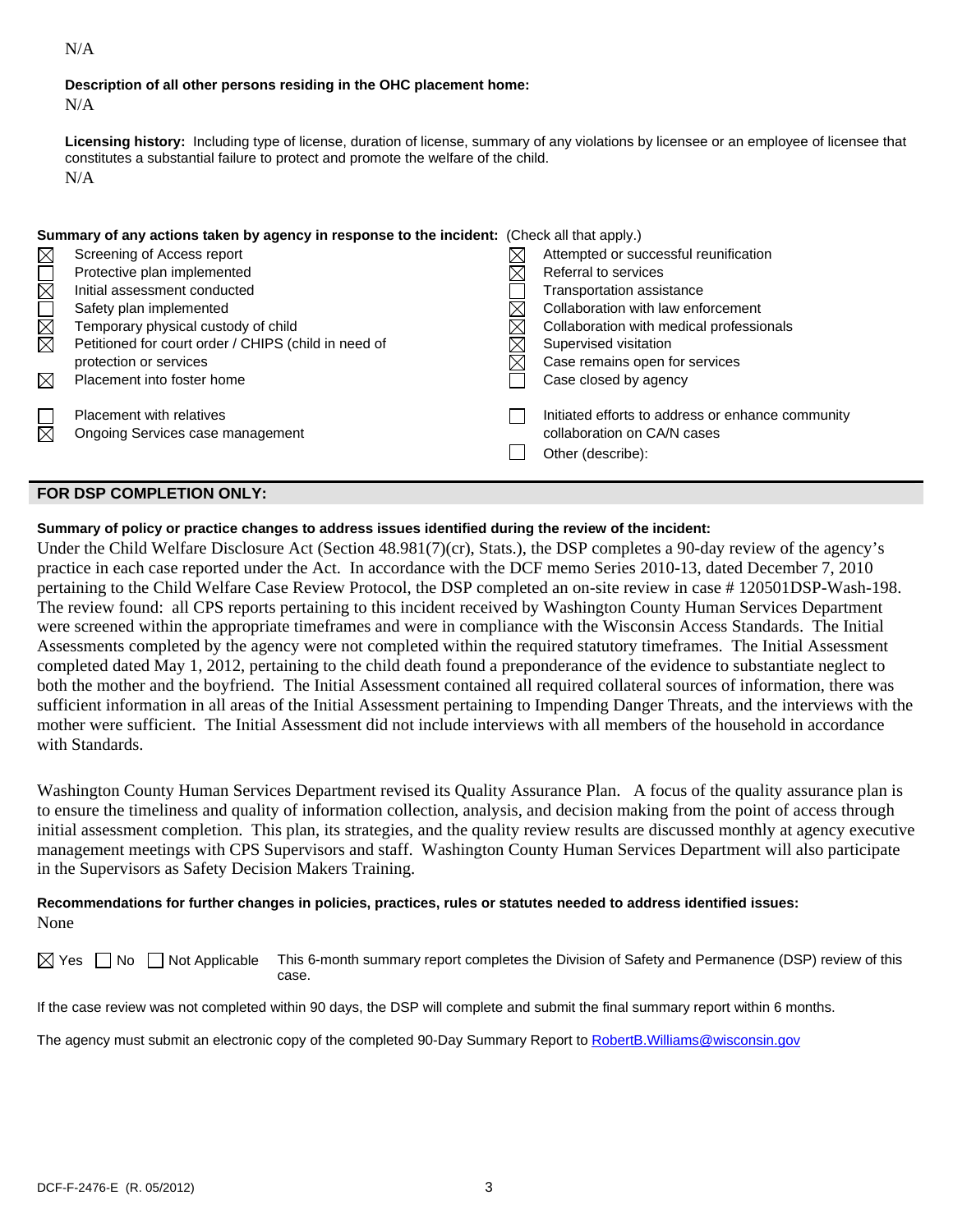N/A

**Description of all other persons residing in the OHC placement home:**
N/A

**Licensing history:** Including type of license, duration of license, summary of any violations by licensee or an employee of licensee that constitutes a substantial failure to protect and promote the welfare of the child.
N/A

**Summary of any actions taken by agency in response to the incident:** (Check all that apply.)

- [x] Screening of Access report
- [ ] Protective plan implemented
- [x] Initial assessment conducted
- [ ] Safety plan implemented
- [x] Temporary physical custody of child
- [x] Petitioned for court order / CHIPS (child in need of protection or services
- [x] Placement into foster home
- [ ] Placement with relatives
- [x] Ongoing Services case management
- [x] Attempted or successful reunification
- [x] Referral to services
- [ ] Transportation assistance
- [x] Collaboration with law enforcement
- [x] Collaboration with medical professionals
- [x] Supervised visitation
- [x] Case remains open for services
- [ ] Case closed by agency
- [ ] Initiated efforts to address or enhance community collaboration on CA/N cases
- [ ] Other (describe):

## FOR DSP COMPLETION ONLY:

**Summary of policy or practice changes to address issues identified during the review of the incident:**

Under the Child Welfare Disclosure Act (Section 48.981(7)(cr), Stats.), the DSP completes a 90-day review of the agency's practice in each case reported under the Act. In accordance with the DCF memo Series 2010-13, dated December 7, 2010 pertaining to the Child Welfare Case Review Protocol, the DSP completed an on-site review in case # 120501DSP-Wash-198. The review found: all CPS reports pertaining to this incident received by Washington County Human Services Department were screened within the appropriate timeframes and were in compliance with the Wisconsin Access Standards. The Initial Assessments completed by the agency were not completed within the required statutory timeframes. The Initial Assessment completed dated May 1, 2012, pertaining to the child death found a preponderance of the evidence to substantiate neglect to both the mother and the boyfriend. The Initial Assessment contained all required collateral sources of information, there was sufficient information in all areas of the Initial Assessment pertaining to Impending Danger Threats, and the interviews with the mother were sufficient. The Initial Assessment did not include interviews with all members of the household in accordance with Standards.

Washington County Human Services Department revised its Quality Assurance Plan. A focus of the quality assurance plan is to ensure the timeliness and quality of information collection, analysis, and decision making from the point of access through initial assessment completion. This plan, its strategies, and the quality review results are discussed monthly at agency executive management meetings with CPS Supervisors and staff. Washington County Human Services Department will also participate in the Supervisors as Safety Decision Makers Training.

**Recommendations for further changes in policies, practices, rules or statutes needed to address identified issues:**
None

- [x] Yes
- [ ] No
- [ ] Not Applicable

This 6-month summary report completes the Division of Safety and Permanence (DSP) review of this case.

If the case review was not completed within 90 days, the DSP will complete and submit the final summary report within 6 months.

The agency must submit an electronic copy of the completed 90-Day Summary Report to RobertB.Williams@wisconsin.gov

DCF-F-2476-E (R. 05/2012)